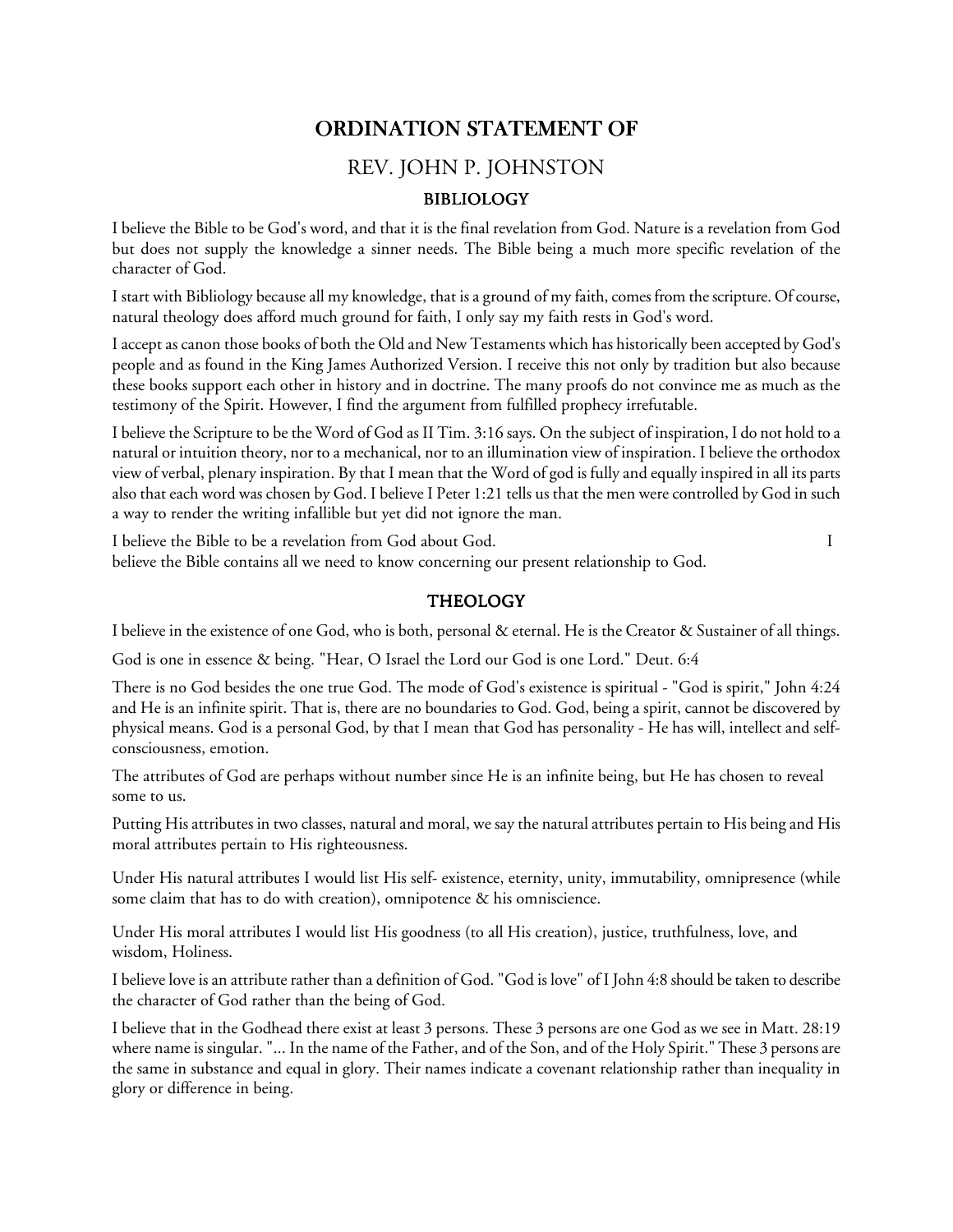# ORDINATION STATEMENT OF

## REV. JOHN P. JOHNSTON

### BIBLIOLOGY

I believe the Bible to be God's word, and that it is the final revelation from God. Nature is a revelation from God but does not supply the knowledge a sinner needs. The Bible being a much more specific revelation of the character of God.

I start with Bibliology because all my knowledge, that is a ground of my faith, comes from the scripture. Of course, natural theology does afford much ground for faith, I only say my faith rests in God's word.

I accept as canon those books of both the Old and New Testaments which has historically been accepted by God's people and as found in the King James Authorized Version. I receive this not only by tradition but also because these books support each other in history and in doctrine. The many proofs do not convince me as much as the testimony of the Spirit. However, I find the argument from fulfilled prophecy irrefutable.

I believe the Scripture to be the Word of God as II Tim. 3:16 says. On the subject of inspiration, I do not hold to a natural or intuition theory, nor to a mechanical, nor to an illumination view of inspiration. I believe the orthodox view of verbal, plenary inspiration. By that I mean that the Word of god is fully and equally inspired in all its parts also that each word was chosen by God. I believe I Peter 1:21 tells us that the men were controlled by God in such a way to render the writing infallible but yet did not ignore the man.

I believe the Bible to be a revelation from God about God. I believe the Bible contains all we need to know concerning our present relationship to God.

### THEOLOGY

I believe in the existence of one God, who is both, personal & eternal. He is the Creator & Sustainer of all things.

God is one in essence & being. "Hear, O Israel the Lord our God is one Lord." Deut. 6:4

There is no God besides the one true God. The mode of God's existence is spiritual - "God is spirit," John 4:24 and He is an infinite spirit. That is, there are no boundaries to God. God, being a spirit, cannot be discovered by physical means. God is a personal God, by that I mean that God has personality - He has will, intellect and self-consciousness, emotion.

The attributes of God are perhaps without number since He is an infinite being, but He has chosen to reveal some to us.

Putting His attributes in two classes, natural and moral, we say the natural attributes pertain to His being and His moral attributes pertain to His righteousness.

Under His natural attributes I would list His self- existence, eternity, unity, immutability, omnipresence (while some claim that has to do with creation), omnipotence & his omniscience.

Under His moral attributes I would list His goodness (to all His creation), justice, truthfulness, love, and wisdom, Holiness.

I believe love is an attribute rather than a definition of God. "God is love" of I John 4:8 should be taken to describe the character of God rather than the being of God.

I believe that in the Godhead there exist at least 3 persons. These 3 persons are one God as we see in Matt. 28:19 where name is singular. "... In the name of the Father, and of the Son, and of the Holy Spirit." These 3 persons are the same in substance and equal in glory. Their names indicate a covenant relationship rather than inequality in glory or difference in being.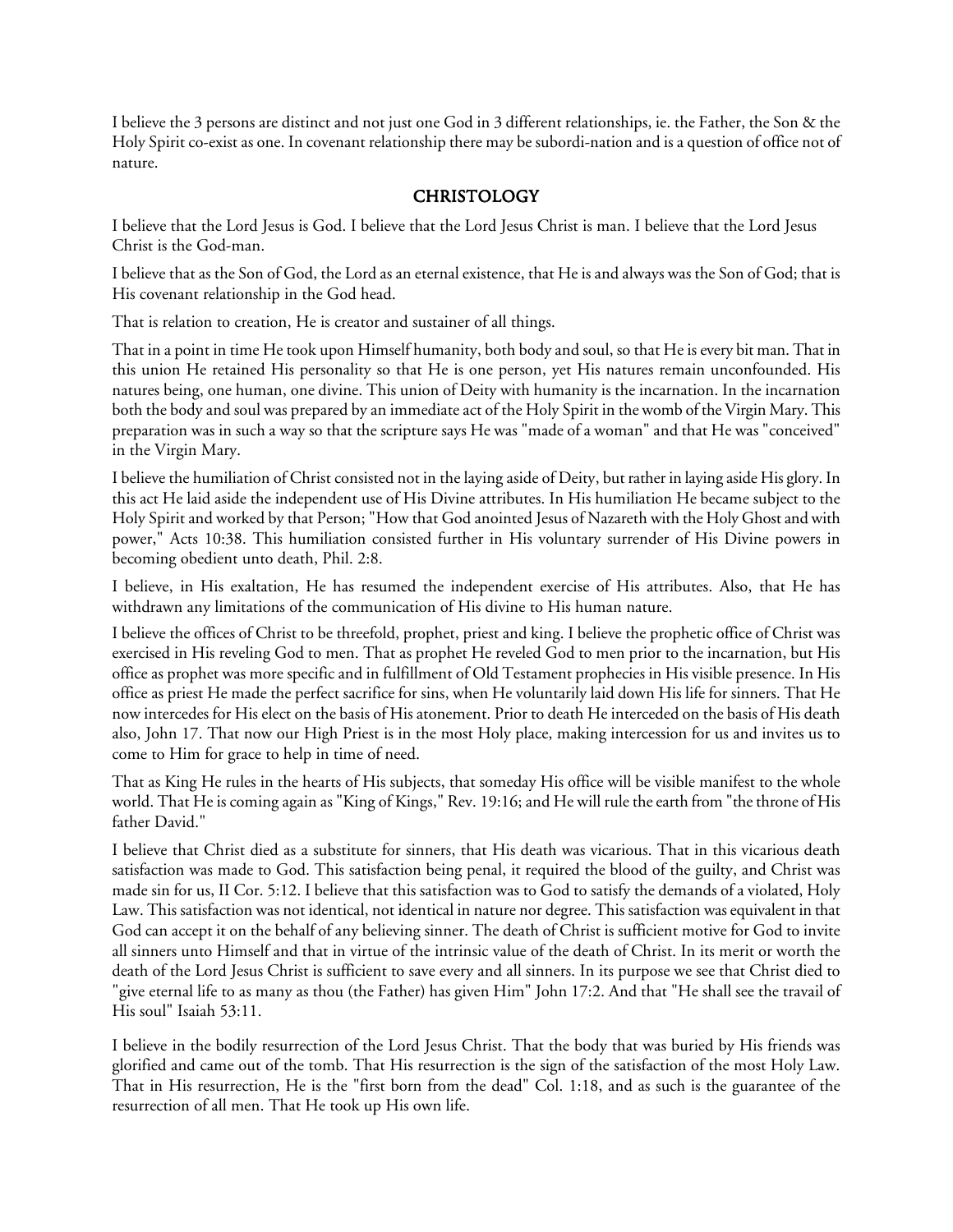I believe the 3 persons are distinct and not just one God in 3 different relationships, ie. the Father, the Son & the Holy Spirit co-exist as one. In covenant relationship there may be subordi-nation and is a question of office not of nature.

## CHRISTOLOGY

I believe that the Lord Jesus is God. I believe that the Lord Jesus Christ is man. I believe that the Lord Jesus Christ is the God-man.

I believe that as the Son of God, the Lord as an eternal existence, that He is and always was the Son of God; that is His covenant relationship in the God head.

That is relation to creation, He is creator and sustainer of all things.

That in a point in time He took upon Himself humanity, both body and soul, so that He is every bit man. That in this union He retained His personality so that He is one person, yet His natures remain unconfounded. His natures being, one human, one divine. This union of Deity with humanity is the incarnation. In the incarnation both the body and soul was prepared by an immediate act of the Holy Spirit in the womb of the Virgin Mary. This preparation was in such a way so that the scripture says He was "made of a woman" and that He was "conceived" in the Virgin Mary.

I believe the humiliation of Christ consisted not in the laying aside of Deity, but rather in laying aside His glory. In this act He laid aside the independent use of His Divine attributes. In His humiliation He became subject to the Holy Spirit and worked by that Person; "How that God anointed Jesus of Nazareth with the Holy Ghost and with power," Acts 10:38. This humiliation consisted further in His voluntary surrender of His Divine powers in becoming obedient unto death, Phil. 2:8.

I believe, in His exaltation, He has resumed the independent exercise of His attributes. Also, that He has withdrawn any limitations of the communication of His divine to His human nature.

I believe the offices of Christ to be threefold, prophet, priest and king. I believe the prophetic office of Christ was exercised in His reveling God to men. That as prophet He reveled God to men prior to the incarnation, but His office as prophet was more specific and in fulfillment of Old Testament prophecies in His visible presence. In His office as priest He made the perfect sacrifice for sins, when He voluntarily laid down His life for sinners. That He now intercedes for His elect on the basis of His atonement. Prior to death He interceded on the basis of His death also, John 17. That now our High Priest is in the most Holy place, making intercession for us and invites us to come to Him for grace to help in time of need.

That as King He rules in the hearts of His subjects, that someday His office will be visible manifest to the whole world. That He is coming again as "King of Kings," Rev. 19:16; and He will rule the earth from "the throne of His father David."

I believe that Christ died as a substitute for sinners, that His death was vicarious. That in this vicarious death satisfaction was made to God. This satisfaction being penal, it required the blood of the guilty, and Christ was made sin for us, II Cor. 5:12. I believe that this satisfaction was to God to satisfy the demands of a violated, Holy Law. This satisfaction was not identical, not identical in nature nor degree. This satisfaction was equivalent in that God can accept it on the behalf of any believing sinner. The death of Christ is sufficient motive for God to invite all sinners unto Himself and that in virtue of the intrinsic value of the death of Christ. In its merit or worth the death of the Lord Jesus Christ is sufficient to save every and all sinners. In its purpose we see that Christ died to "give eternal life to as many as thou (the Father) has given Him" John 17:2. And that "He shall see the travail of His soul" Isaiah 53:11.

I believe in the bodily resurrection of the Lord Jesus Christ. That the body that was buried by His friends was glorified and came out of the tomb. That His resurrection is the sign of the satisfaction of the most Holy Law. That in His resurrection, He is the "first born from the dead" Col. 1:18, and as such is the guarantee of the resurrection of all men. That He took up His own life.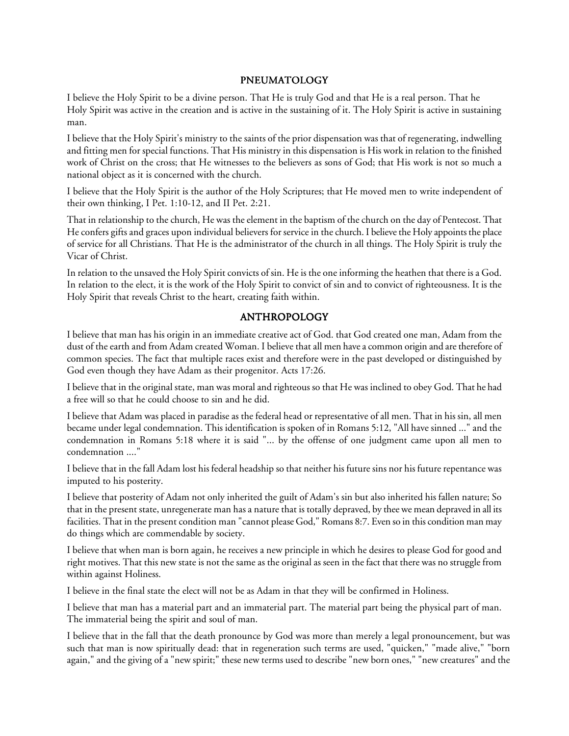## PNEUMATOLOGY

I believe the Holy Spirit to be a divine person. That He is truly God and that He is a real person. That he Holy Spirit was active in the creation and is active in the sustaining of it. The Holy Spirit is active in sustaining man.

I believe that the Holy Spirit's ministry to the saints of the prior dispensation was that of regenerating, indwelling and fitting men for special functions. That His ministry in this dispensation is His work in relation to the finished work of Christ on the cross; that He witnesses to the believers as sons of God; that His work is not so much a national object as it is concerned with the church.

I believe that the Holy Spirit is the author of the Holy Scriptures; that He moved men to write independent of their own thinking, I Pet. 1:10-12, and II Pet. 2:21.

That in relationship to the church, He was the element in the baptism of the church on the day of Pentecost. That He confers gifts and graces upon individual believers for service in the church. I believe the Holy appoints the place of service for all Christians. That He is the administrator of the church in all things. The Holy Spirit is truly the Vicar of Christ.

In relation to the unsaved the Holy Spirit convicts of sin. He is the one informing the heathen that there is a God. In relation to the elect, it is the work of the Holy Spirit to convict of sin and to convict of righteousness. It is the Holy Spirit that reveals Christ to the heart, creating faith within.

## ANTHROPOLOGY

I believe that man has his origin in an immediate creative act of God. that God created one man, Adam from the dust of the earth and from Adam created Woman. I believe that all men have a common origin and are therefore of common species. The fact that multiple races exist and therefore were in the past developed or distinguished by God even though they have Adam as their progenitor. Acts 17:26.

I believe that in the original state, man was moral and righteous so that He was inclined to obey God. That he had a free will so that he could choose to sin and he did.

I believe that Adam was placed in paradise as the federal head or representative of all men. That in his sin, all men became under legal condemnation. This identification is spoken of in Romans 5:12, "All have sinned ..." and the condemnation in Romans 5:18 where it is said "... by the offense of one judgment came upon all men to condemnation ...."

I believe that in the fall Adam lost his federal headship so that neither his future sins nor his future repentance was imputed to his posterity.

I believe that posterity of Adam not only inherited the guilt of Adam's sin but also inherited his fallen nature; So that in the present state, unregenerate man has a nature that is totally depraved, by thee we mean depraved in all its facilities. That in the present condition man "cannot please God," Romans 8:7. Even so in this condition man may do things which are commendable by society.

I believe that when man is born again, he receives a new principle in which he desires to please God for good and right motives. That this new state is not the same as the original as seen in the fact that there was no struggle from within against Holiness.

I believe in the final state the elect will not be as Adam in that they will be confirmed in Holiness.

I believe that man has a material part and an immaterial part. The material part being the physical part of man. The immaterial being the spirit and soul of man.

I believe that in the fall that the death pronounce by God was more than merely a legal pronouncement, but was such that man is now spiritually dead: that in regeneration such terms are used, "quicken," "made alive," "born again," and the giving of a "new spirit;" these new terms used to describe "new born ones," "new creatures" and the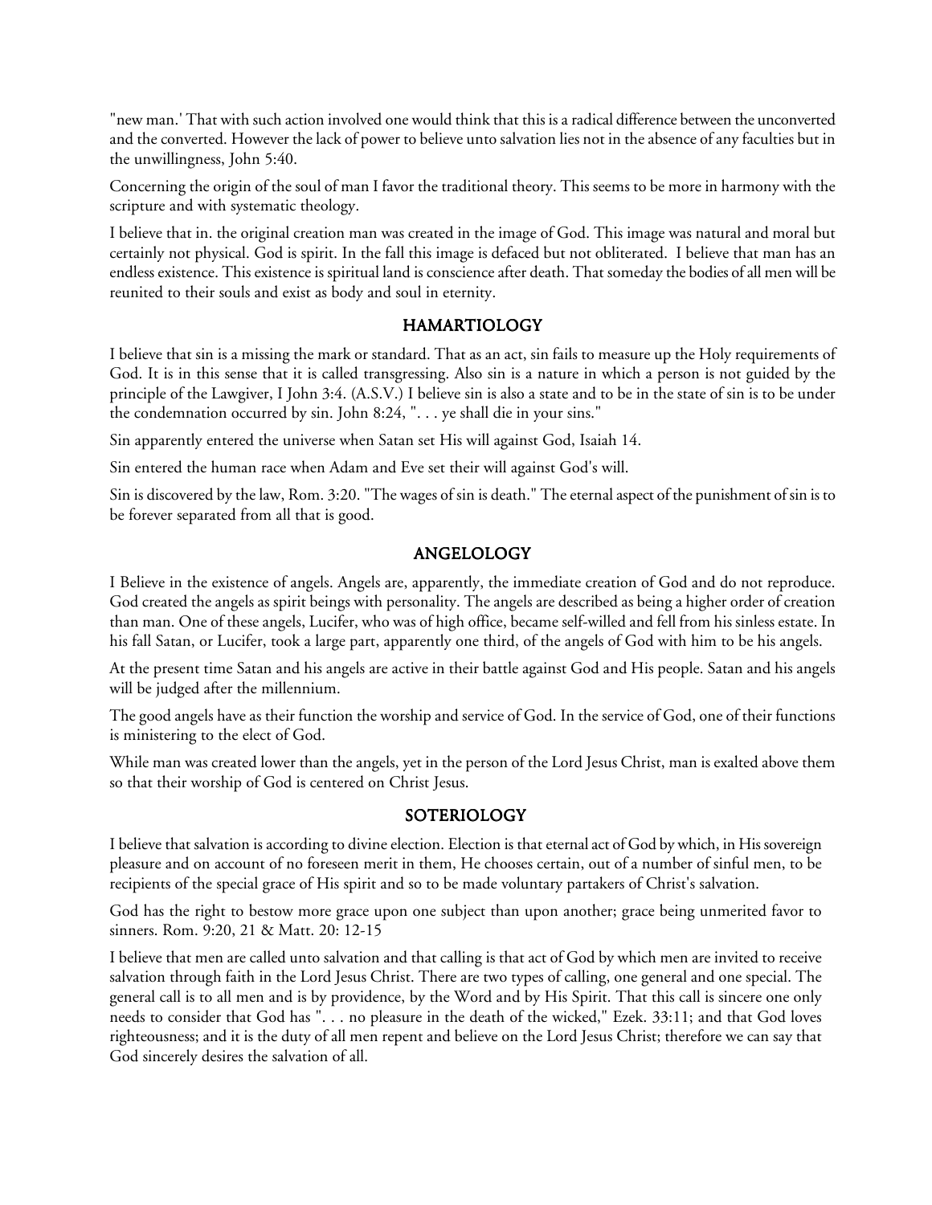"new man.' That with such action involved one would think that this is a radical difference between the unconverted and the converted. However the lack of power to believe unto salvation lies not in the absence of any faculties but in the unwillingness, John 5:40.

Concerning the origin of the soul of man I favor the traditional theory. This seems to be more in harmony with the scripture and with systematic theology.

I believe that in. the original creation man was created in the image of God. This image was natural and moral but certainly not physical. God is spirit. In the fall this image is defaced but not obliterated. I believe that man has an endless existence. This existence is spiritual land is conscience after death. That someday the bodies of all men will be reunited to their souls and exist as body and soul in eternity.

## HAMARTIOLOGY

I believe that sin is a missing the mark or standard. That as an act, sin fails to measure up the Holy requirements of God. It is in this sense that it is called transgressing. Also sin is a nature in which a person is not guided by the principle of the Lawgiver, I John 3:4. (A.S.V.) I believe sin is also a state and to be in the state of sin is to be under the condemnation occurred by sin. John 8:24, ". . . ye shall die in your sins."

Sin apparently entered the universe when Satan set His will against God, Isaiah 14.

Sin entered the human race when Adam and Eve set their will against God's will.

Sin is discovered by the law, Rom. 3:20. "The wages of sin is death." The eternal aspect of the punishment of sin is to be forever separated from all that is good.

## ANGELOLOGY

I Believe in the existence of angels. Angels are, apparently, the immediate creation of God and do not reproduce. God created the angels as spirit beings with personality. The angels are described as being a higher order of creation than man. One of these angels, Lucifer, who was of high office, became self-willed and fell from his sinless estate. In his fall Satan, or Lucifer, took a large part, apparently one third, of the angels of God with him to be his angels.

At the present time Satan and his angels are active in their battle against God and His people. Satan and his angels will be judged after the millennium.

The good angels have as their function the worship and service of God. In the service of God, one of their functions is ministering to the elect of God.

While man was created lower than the angels, yet in the person of the Lord Jesus Christ, man is exalted above them so that their worship of God is centered on Christ Jesus.

## SOTERIOLOGY

I believe that salvation is according to divine election. Election is that eternal act of God by which, in His sovereign pleasure and on account of no foreseen merit in them, He chooses certain, out of a number of sinful men, to be recipients of the special grace of His spirit and so to be made voluntary partakers of Christ's salvation.

God has the right to bestow more grace upon one subject than upon another; grace being unmerited favor to sinners. Rom. 9:20, 21 & Matt. 20: 12-15

I believe that men are called unto salvation and that calling is that act of God by which men are invited to receive salvation through faith in the Lord Jesus Christ. There are two types of calling, one general and one special. The general call is to all men and is by providence, by the Word and by His Spirit. That this call is sincere one only needs to consider that God has ". . . no pleasure in the death of the wicked," Ezek. 33:11; and that God loves righteousness; and it is the duty of all men repent and believe on the Lord Jesus Christ; therefore we can say that God sincerely desires the salvation of all.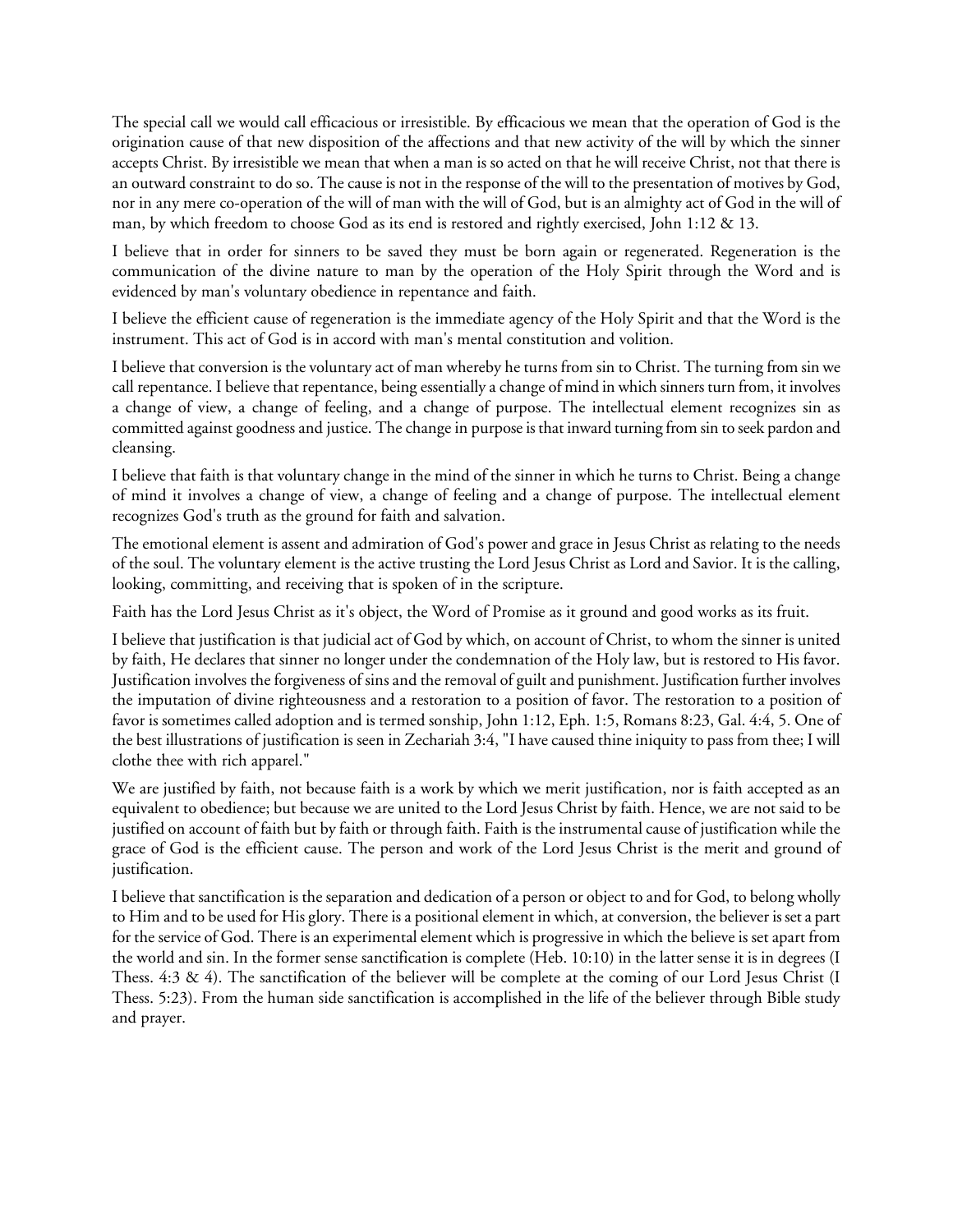The special call we would call efficacious or irresistible. By efficacious we mean that the operation of God is the origination cause of that new disposition of the affections and that new activity of the will by which the sinner accepts Christ. By irresistible we mean that when a man is so acted on that he will receive Christ, not that there is an outward constraint to do so. The cause is not in the response of the will to the presentation of motives by God, nor in any mere co-operation of the will of man with the will of God, but is an almighty act of God in the will of man, by which freedom to choose God as its end is restored and rightly exercised, John 1:12 & 13.

I believe that in order for sinners to be saved they must be born again or regenerated. Regeneration is the communication of the divine nature to man by the operation of the Holy Spirit through the Word and is evidenced by man's voluntary obedience in repentance and faith.

I believe the efficient cause of regeneration is the immediate agency of the Holy Spirit and that the Word is the instrument. This act of God is in accord with man's mental constitution and volition.

I believe that conversion is the voluntary act of man whereby he turns from sin to Christ. The turning from sin we call repentance. I believe that repentance, being essentially a change of mind in which sinners turn from, it involves a change of view, a change of feeling, and a change of purpose. The intellectual element recognizes sin as committed against goodness and justice. The change in purpose is that inward turning from sin to seek pardon and cleansing.

I believe that faith is that voluntary change in the mind of the sinner in which he turns to Christ. Being a change of mind it involves a change of view, a change of feeling and a change of purpose. The intellectual element recognizes God's truth as the ground for faith and salvation.

The emotional element is assent and admiration of God's power and grace in Jesus Christ as relating to the needs of the soul. The voluntary element is the active trusting the Lord Jesus Christ as Lord and Savior. It is the calling, looking, committing, and receiving that is spoken of in the scripture.

Faith has the Lord Jesus Christ as it's object, the Word of Promise as it ground and good works as its fruit.

I believe that justification is that judicial act of God by which, on account of Christ, to whom the sinner is united by faith, He declares that sinner no longer under the condemnation of the Holy law, but is restored to His favor. Justification involves the forgiveness of sins and the removal of guilt and punishment. Justification further involves the imputation of divine righteousness and a restoration to a position of favor. The restoration to a position of favor is sometimes called adoption and is termed sonship, John 1:12, Eph. 1:5, Romans 8:23, Gal. 4:4, 5. One of the best illustrations of justification is seen in Zechariah 3:4, "I have caused thine iniquity to pass from thee; I will clothe thee with rich apparel."

We are justified by faith, not because faith is a work by which we merit justification, nor is faith accepted as an equivalent to obedience; but because we are united to the Lord Jesus Christ by faith. Hence, we are not said to be justified on account of faith but by faith or through faith. Faith is the instrumental cause of justification while the grace of God is the efficient cause. The person and work of the Lord Jesus Christ is the merit and ground of justification.

I believe that sanctification is the separation and dedication of a person or object to and for God, to belong wholly to Him and to be used for His glory. There is a positional element in which, at conversion, the believer is set a part for the service of God. There is an experimental element which is progressive in which the believe is set apart from the world and sin. In the former sense sanctification is complete (Heb. 10:10) in the latter sense it is in degrees (I Thess. 4:3 & 4). The sanctification of the believer will be complete at the coming of our Lord Jesus Christ (I Thess. 5:23). From the human side sanctification is accomplished in the life of the believer through Bible study and prayer.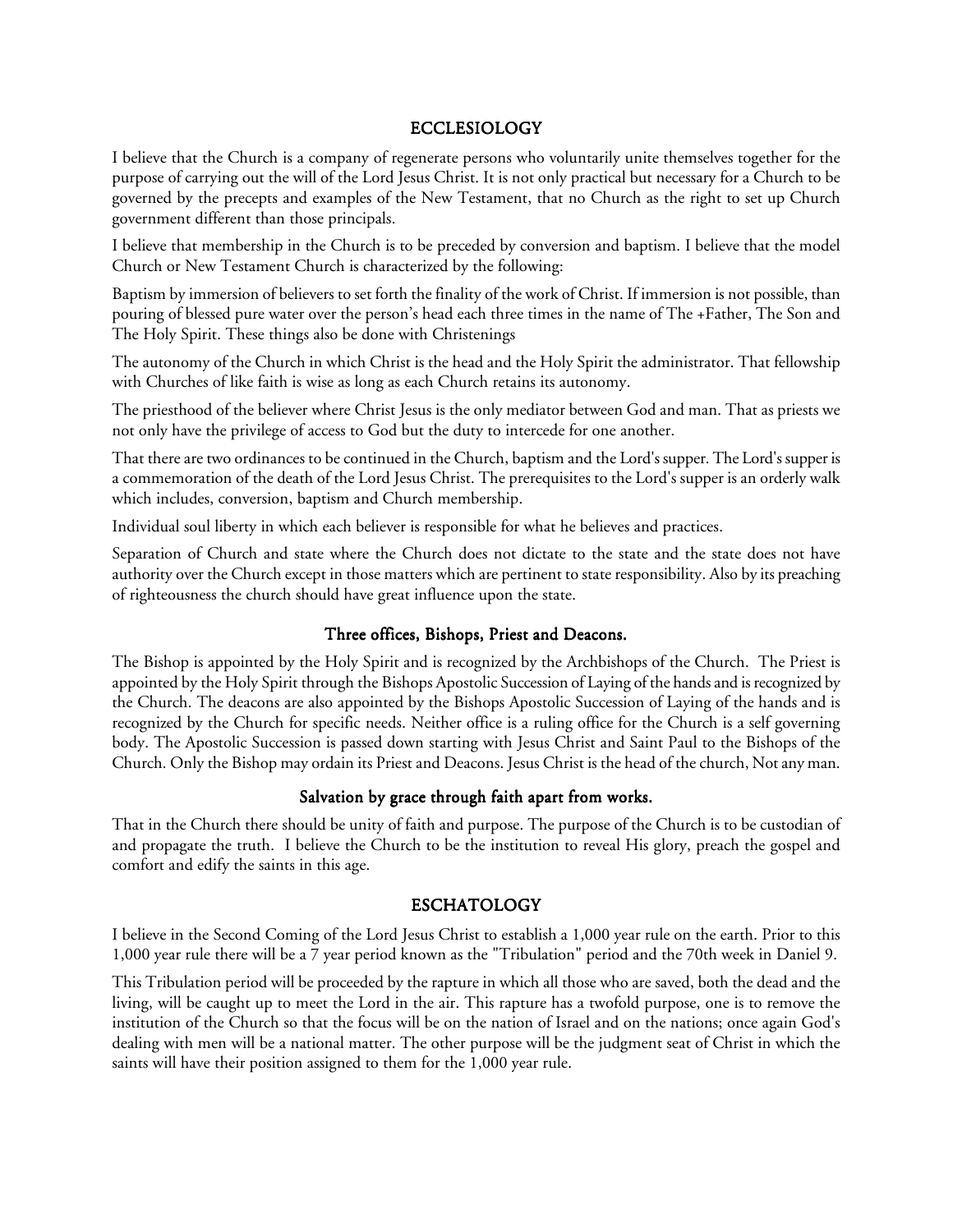## ECCLESIOLOGY

I believe that the Church is a company of regenerate persons who voluntarily unite themselves together for the purpose of carrying out the will of the Lord Jesus Christ. It is not only practical but necessary for a Church to be governed by the precepts and examples of the New Testament, that no Church as the right to set up Church government different than those principals.

I believe that membership in the Church is to be preceded by conversion and baptism. I believe that the model Church or New Testament Church is characterized by the following:

Baptism by immersion of believers to set forth the finality of the work of Christ. If immersion is not possible, than pouring of blessed pure water over the person's head each three times in the name of The +Father, The Son and The Holy Spirit. These things also be done with Christenings

The autonomy of the Church in which Christ is the head and the Holy Spirit the administrator. That fellowship with Churches of like faith is wise as long as each Church retains its autonomy.

The priesthood of the believer where Christ Jesus is the only mediator between God and man. That as priests we not only have the privilege of access to God but the duty to intercede for one another.

That there are two ordinances to be continued in the Church, baptism and the Lord's supper. The Lord's supper is a commemoration of the death of the Lord Jesus Christ. The prerequisites to the Lord's supper is an orderly walk which includes, conversion, baptism and Church membership.

Individual soul liberty in which each believer is responsible for what he believes and practices.

Separation of Church and state where the Church does not dictate to the state and the state does not have authority over the Church except in those matters which are pertinent to state responsibility. Also by its preaching of righteousness the church should have great influence upon the state.

### Three offices, Bishops, Priest and Deacons.

The Bishop is appointed by the Holy Spirit and is recognized by the Archbishops of the Church. The Priest is appointed by the Holy Spirit through the Bishops Apostolic Succession of Laying of the hands and is recognized by the Church. The deacons are also appointed by the Bishops Apostolic Succession of Laying of the hands and is recognized by the Church for specific needs. Neither office is a ruling office for the Church is a self governing body. The Apostolic Succession is passed down starting with Jesus Christ and Saint Paul to the Bishops of the Church. Only the Bishop may ordain its Priest and Deacons. Jesus Christ is the head of the church, Not any man.

### Salvation by grace through faith apart from works.

That in the Church there should be unity of faith and purpose. The purpose of the Church is to be custodian of and propagate the truth. I believe the Church to be the institution to reveal His glory, preach the gospel and comfort and edify the saints in this age.

## ESCHATOLOGY

I believe in the Second Coming of the Lord Jesus Christ to establish a 1,000 year rule on the earth. Prior to this 1,000 year rule there will be a 7 year period known as the "Tribulation" period and the 70th week in Daniel 9.

This Tribulation period will be proceeded by the rapture in which all those who are saved, both the dead and the living, will be caught up to meet the Lord in the air. This rapture has a twofold purpose, one is to remove the institution of the Church so that the focus will be on the nation of Israel and on the nations; once again God's dealing with men will be a national matter. The other purpose will be the judgment seat of Christ in which the saints will have their position assigned to them for the 1,000 year rule.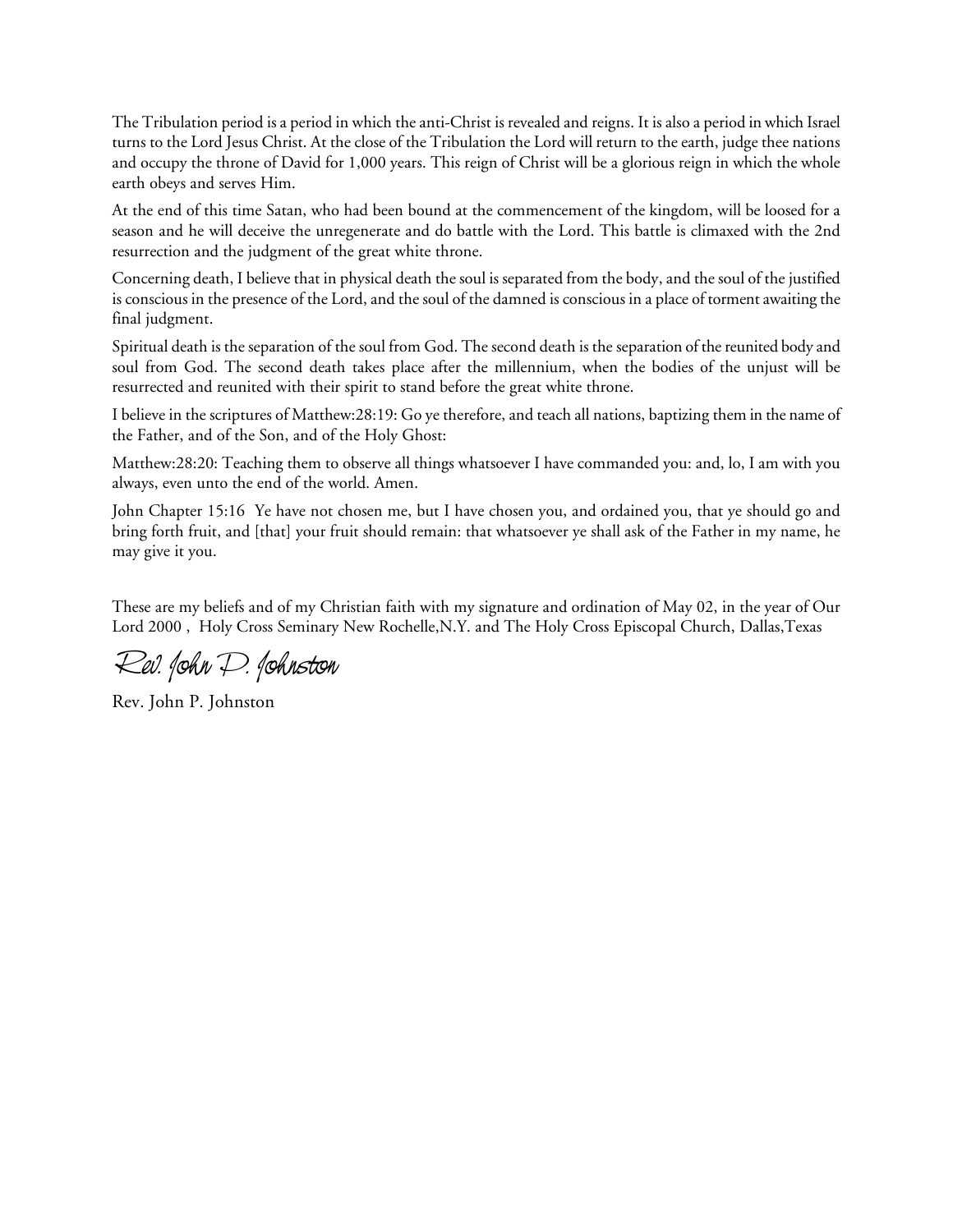The Tribulation period is a period in which the anti-Christ is revealed and reigns. It is also a period in which Israel turns to the Lord Jesus Christ. At the close of the Tribulation the Lord will return to the earth, judge thee nations and occupy the throne of David for 1,000 years. This reign of Christ will be a glorious reign in which the whole earth obeys and serves Him.

At the end of this time Satan, who had been bound at the commencement of the kingdom, will be loosed for a season and he will deceive the unregenerate and do battle with the Lord. This battle is climaxed with the 2nd resurrection and the judgment of the great white throne.

Concerning death, I believe that in physical death the soul is separated from the body, and the soul of the justified is conscious in the presence of the Lord, and the soul of the damned is conscious in a place of torment awaiting the final judgment.

Spiritual death is the separation of the soul from God. The second death is the separation of the reunited body and soul from God. The second death takes place after the millennium, when the bodies of the unjust will be resurrected and reunited with their spirit to stand before the great white throne.

I believe in the scriptures of Matthew:28:19: Go ye therefore, and teach all nations, baptizing them in the name of the Father, and of the Son, and of the Holy Ghost:

Matthew:28:20: Teaching them to observe all things whatsoever I have commanded you: and, lo, I am with you always, even unto the end of the world. Amen.

John Chapter 15:16 Ye have not chosen me, but I have chosen you, and ordained you, that ye should go and bring forth fruit, and [that] your fruit should remain: that whatsoever ye shall ask of the Father in my name, he may give it you.

These are my beliefs and of my Christian faith with my signature and ordination of May 02, in the year of Our Lord 2000 , Holy Cross Seminary New Rochelle,N.Y. and The Holy Cross Episcopal Church, Dallas,Texas

*Rev. John P. Johnston*

Rev. John P. Johnston